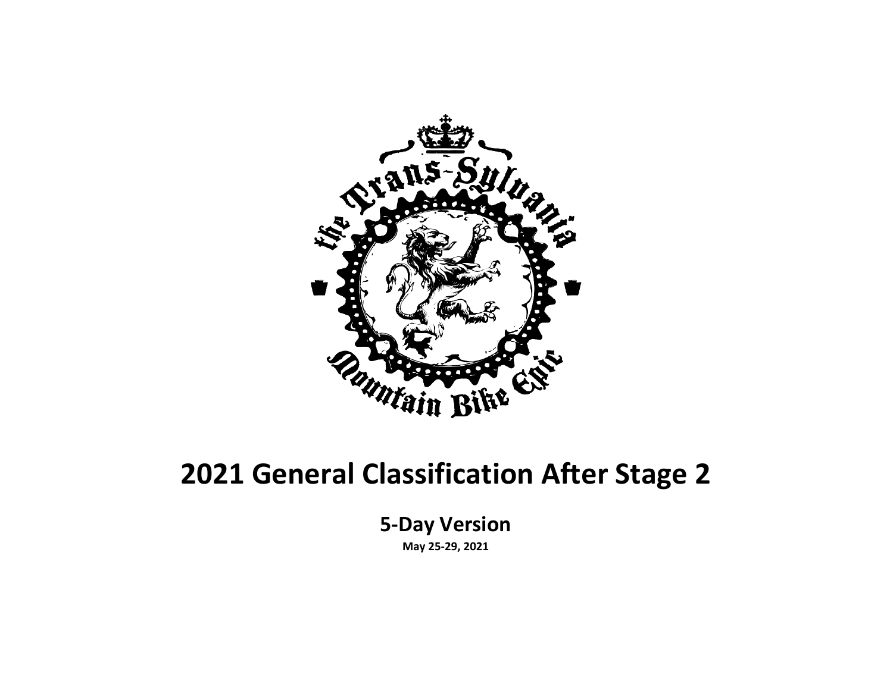# 2021 General Classification After Stage 2

## 5-Day Version

**May 25-29, 2021**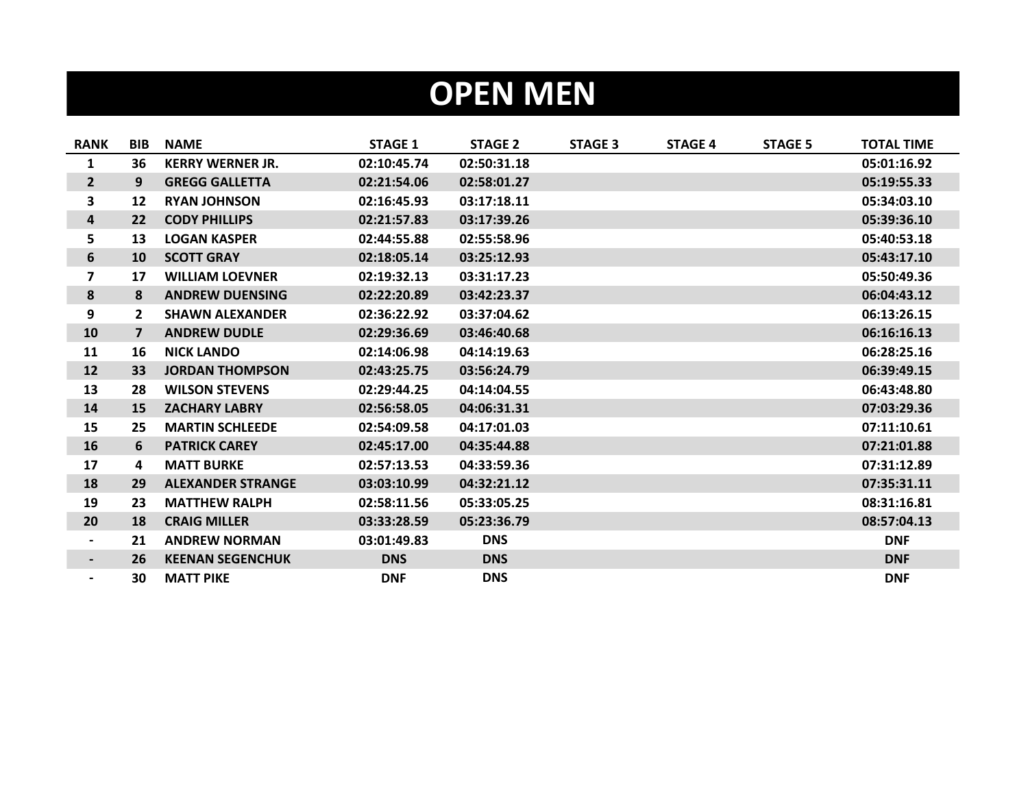# OPEN MEN

| RANK | BIB | NAME | STAGE 1 | STAGE 2 | STAGE 3 | STAGE 4 | STAGE 5 | TOTAL TIME |
|---|---|---|---|---|---|---|---|---|
| 1 | 36 | KERRY WERNER JR. | 02:10:45.74 | 02:50:31.18 | | | | 05:01:16.92 |
| 2 | 9 | GREGG GALLETTA | 02:21:54.06 | 02:58:01.27 | | | | 05:19:55.33 |
| 3 | 12 | RYAN JOHNSON | 02:16:45.93 | 03:17:18.11 | | | | 05:34:03.10 |
| 4 | 22 | CODY PHILLIPS | 02:21:57.83 | 03:17:39.26 | | | | 05:39:36.10 |
| 5 | 13 | LOGAN KASPER | 02:44:55.88 | 02:55:58.96 | | | | 05:40:53.18 |
| 6 | 10 | SCOTT GRAY | 02:18:05.14 | 03:25:12.93 | | | | 05:43:17.10 |
| 7 | 17 | WILLIAM LOEVNER | 02:19:32.13 | 03:31:17.23 | | | | 05:50:49.36 |
| 8 | 8 | ANDREW DUENSING | 02:22:20.89 | 03:42:23.37 | | | | 06:04:43.12 |
| 9 | 2 | SHAWN ALEXANDER | 02:36:22.92 | 03:37:04.62 | | | | 06:13:26.15 |
| 10 | 7 | ANDREW DUDLE | 02:29:36.69 | 03:46:40.68 | | | | 06:16:16.13 |
| 11 | 16 | NICK LANDO | 02:14:06.98 | 04:14:19.63 | | | | 06:28:25.16 |
| 12 | 33 | JORDAN THOMPSON | 02:43:25.75 | 03:56:24.79 | | | | 06:39:49.15 |
| 13 | 28 | WILSON STEVENS | 02:29:44.25 | 04:14:04.55 | | | | 06:43:48.80 |
| 14 | 15 | ZACHARY LABRY | 02:56:58.05 | 04:06:31.31 | | | | 07:03:29.36 |
| 15 | 25 | MARTIN SCHLEEDE | 02:54:09.58 | 04:17:01.03 | | | | 07:11:10.61 |
| 16 | 6 | PATRICK CAREY | 02:45:17.00 | 04:35:44.88 | | | | 07:21:01.88 |
| 17 | 4 | MATT BURKE | 02:57:13.53 | 04:33:59.36 | | | | 07:31:12.89 |
| 18 | 29 | ALEXANDER STRANGE | 03:03:10.99 | 04:32:21.12 | | | | 07:35:31.11 |
| 19 | 23 | MATTHEW RALPH | 02:58:11.56 | 05:33:05.25 | | | | 08:31:16.81 |
| 20 | 18 | CRAIG MILLER | 03:33:28.59 | 05:23:36.79 | | | | 08:57:04.13 |
| - | 21 | ANDREW NORMAN | 03:01:49.83 | DNS | | | | DNF |
| - | 26 | KEENAN SEGENCHUK | DNS | DNS | | | | DNF |
| - | 30 | MATT PIKE | DNF | DNS | | | | DNF |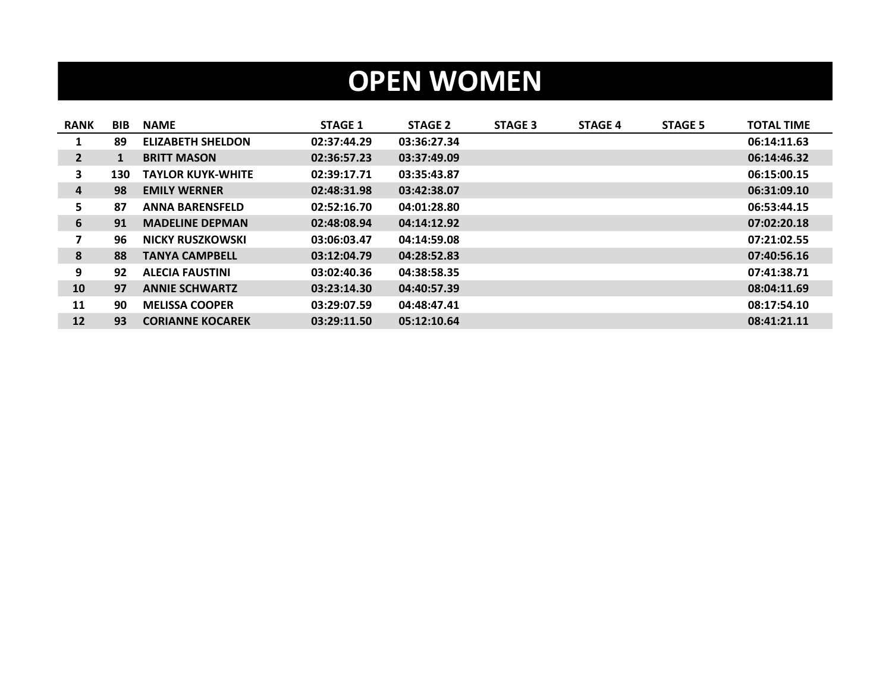# OPEN WOMEN

| RANK | BIB | NAME | STAGE 1 | STAGE 2 | STAGE 3 | STAGE 4 | STAGE 5 | TOTAL TIME |
|---|---|---|---|---|---|---|---|---|
| 1 | 89 | ELIZABETH SHELDON | 02:37:44.29 | 03:36:27.34 | | | | 06:14:11.63 |
| 2 | 1 | BRITT MASON | 02:36:57.23 | 03:37:49.09 | | | | 06:14:46.32 |
| 3 | 130 | TAYLOR KUYK-WHITE | 02:39:17.71 | 03:35:43.87 | | | | 06:15:00.15 |
| 4 | 98 | EMILY WERNER | 02:48:31.98 | 03:42:38.07 | | | | 06:31:09.10 |
| 5 | 87 | ANNA BARENSFELD | 02:52:16.70 | 04:01:28.80 | | | | 06:53:44.15 |
| 6 | 91 | MADELINE DEPMAN | 02:48:08.94 | 04:14:12.92 | | | | 07:02:20.18 |
| 7 | 96 | NICKY RUSZKOWSKI | 03:06:03.47 | 04:14:59.08 | | | | 07:21:02.55 |
| 8 | 88 | TANYA CAMPBELL | 03:12:04.79 | 04:28:52.83 | | | | 07:40:56.16 |
| 9 | 92 | ALECIA FAUSTINI | 03:02:40.36 | 04:38:58.35 | | | | 07:41:38.71 |
| 10 | 97 | ANNIE SCHWARTZ | 03:23:14.30 | 04:40:57.39 | | | | 08:04:11.69 |
| 11 | 90 | MELISSA COOPER | 03:29:07.59 | 04:48:47.41 | | | | 08:17:54.10 |
| 12 | 93 | CORIANNE KOCAREK | 03:29:11.50 | 05:12:10.64 | | | | 08:41:21.11 |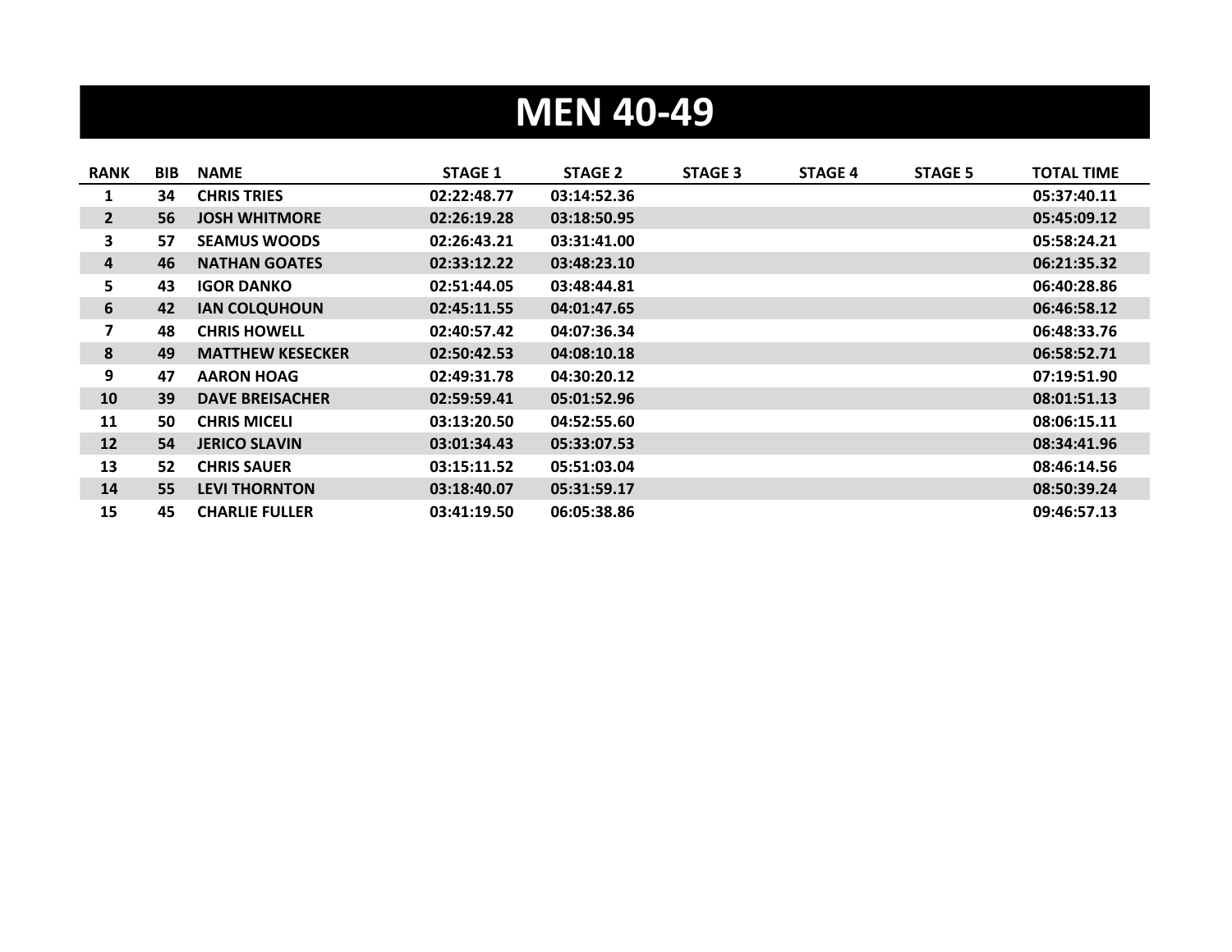# MEN 40-49

| RANK | BIB | NAME | STAGE 1 | STAGE 2 | STAGE 3 | STAGE 4 | STAGE 5 | TOTAL TIME |
|---|---|---|---|---|---|---|---|---|
| 1 | 34 | CHRIS TRIES | 02:22:48.77 | 03:14:52.36 | | | | 05:37:40.11 |
| 2 | 56 | JOSH WHITMORE | 02:26:19.28 | 03:18:50.95 | | | | 05:45:09.12 |
| 3 | 57 | SEAMUS WOODS | 02:26:43.21 | 03:31:41.00 | | | | 05:58:24.21 |
| 4 | 46 | NATHAN GOATES | 02:33:12.22 | 03:48:23.10 | | | | 06:21:35.32 |
| 5 | 43 | IGOR DANKO | 02:51:44.05 | 03:48:44.81 | | | | 06:40:28.86 |
| 6 | 42 | IAN COLQUHOUN | 02:45:11.55 | 04:01:47.65 | | | | 06:46:58.12 |
| 7 | 48 | CHRIS HOWELL | 02:40:57.42 | 04:07:36.34 | | | | 06:48:33.76 |
| 8 | 49 | MATTHEW KESECKER | 02:50:42.53 | 04:08:10.18 | | | | 06:58:52.71 |
| 9 | 47 | AARON HOAG | 02:49:31.78 | 04:30:20.12 | | | | 07:19:51.90 |
| 10 | 39 | DAVE BREISACHER | 02:59:59.41 | 05:01:52.96 | | | | 08:01:51.13 |
| 11 | 50 | CHRIS MICELI | 03:13:20.50 | 04:52:55.60 | | | | 08:06:15.11 |
| 12 | 54 | JERICO SLAVIN | 03:01:34.43 | 05:33:07.53 | | | | 08:34:41.96 |
| 13 | 52 | CHRIS SAUER | 03:15:11.52 | 05:51:03.04 | | | | 08:46:14.56 |
| 14 | 55 | LEVI THORNTON | 03:18:40.07 | 05:31:59.17 | | | | 08:50:39.24 |
| 15 | 45 | CHARLIE FULLER | 03:41:19.50 | 06:05:38.86 | | | | 09:46:57.13 |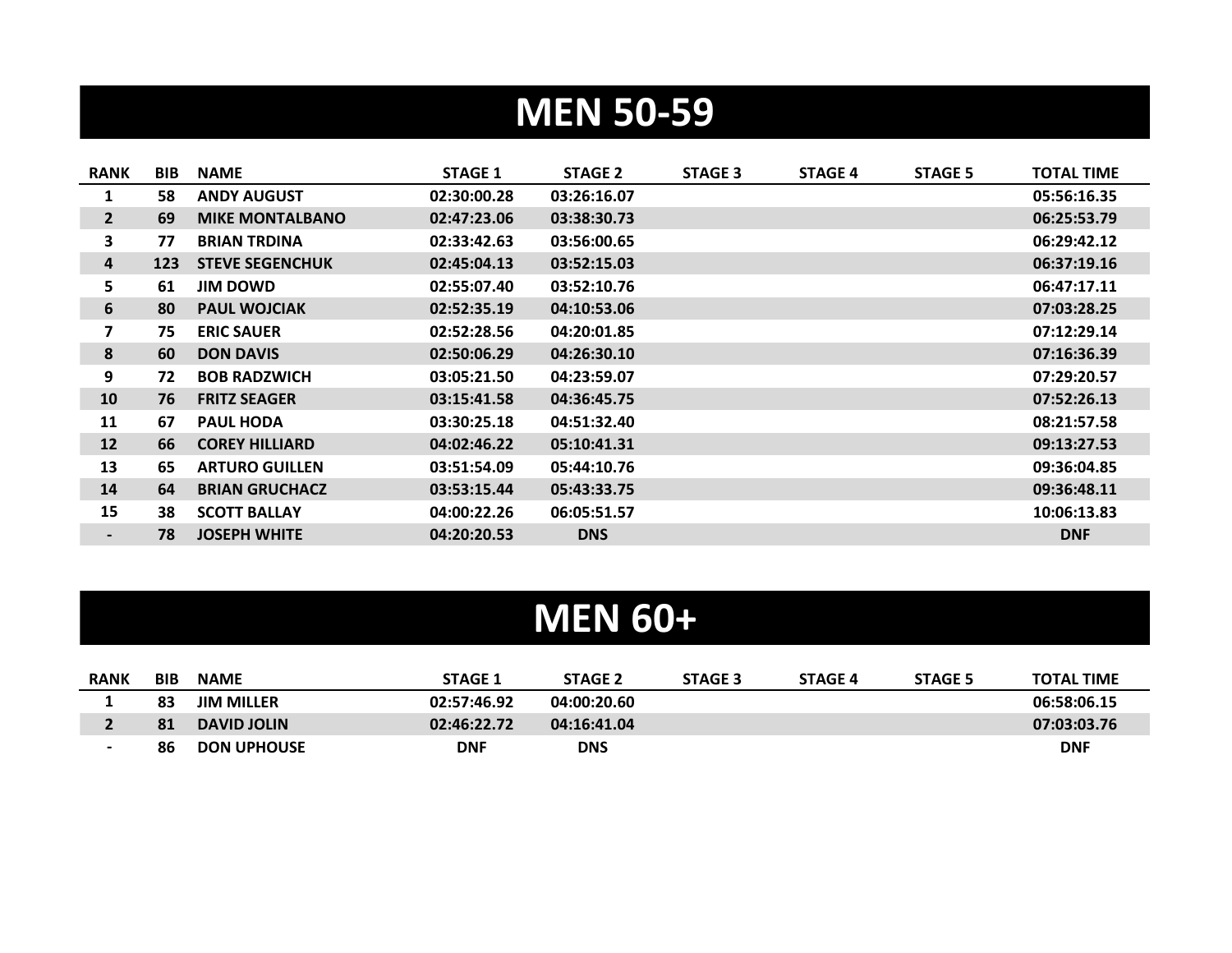# MEN 50-59

| RANK | BIB | NAME | STAGE 1 | STAGE 2 | STAGE 3 | STAGE 4 | STAGE 5 | TOTAL TIME |
|---|---|---|---|---|---|---|---|---|
| 1 | 58 | ANDY AUGUST | 02:30:00.28 | 03:26:16.07 | | | | 05:56:16.35 |
| 2 | 69 | MIKE MONTALBANO | 02:47:23.06 | 03:38:30.73 | | | | 06:25:53.79 |
| 3 | 77 | BRIAN TRDINA | 02:33:42.63 | 03:56:00.65 | | | | 06:29:42.12 |
| 4 | 123 | STEVE SEGENCHUK | 02:45:04.13 | 03:52:15.03 | | | | 06:37:19.16 |
| 5 | 61 | JIM DOWD | 02:55:07.40 | 03:52:10.76 | | | | 06:47:17.11 |
| 6 | 80 | PAUL WOJCIAK | 02:52:35.19 | 04:10:53.06 | | | | 07:03:28.25 |
| 7 | 75 | ERIC SAUER | 02:52:28.56 | 04:20:01.85 | | | | 07:12:29.14 |
| 8 | 60 | DON DAVIS | 02:50:06.29 | 04:26:30.10 | | | | 07:16:36.39 |
| 9 | 72 | BOB RADZWICH | 03:05:21.50 | 04:23:59.07 | | | | 07:29:20.57 |
| 10 | 76 | FRITZ SEAGER | 03:15:41.58 | 04:36:45.75 | | | | 07:52:26.13 |
| 11 | 67 | PAUL HODA | 03:30:25.18 | 04:51:32.40 | | | | 08:21:57.58 |
| 12 | 66 | COREY HILLIARD | 04:02:46.22 | 05:10:41.31 | | | | 09:13:27.53 |
| 13 | 65 | ARTURO GUILLEN | 03:51:54.09 | 05:44:10.76 | | | | 09:36:04.85 |
| 14 | 64 | BRIAN GRUCHACZ | 03:53:15.44 | 05:43:33.75 | | | | 09:36:48.11 |
| 15 | 38 | SCOTT BALLAY | 04:00:22.26 | 06:05:51.57 | | | | 10:06:13.83 |
| - | 78 | JOSEPH WHITE | 04:20:20.53 | DNS | | | | DNF |

# MEN 60+

| RANK | BIB | NAME | STAGE 1 | STAGE 2 | STAGE 3 | STAGE 4 | STAGE 5 | TOTAL TIME |
|---|---|---|---|---|---|---|---|---|
| 1 | 83 | JIM MILLER | 02:57:46.92 | 04:00:20.60 | | | | 06:58:06.15 |
| 2 | 81 | DAVID JOLIN | 02:46:22.72 | 04:16:41.04 | | | | 07:03:03.76 |
| - | 86 | DON UPHOUSE | DNF | DNS | | | | DNF |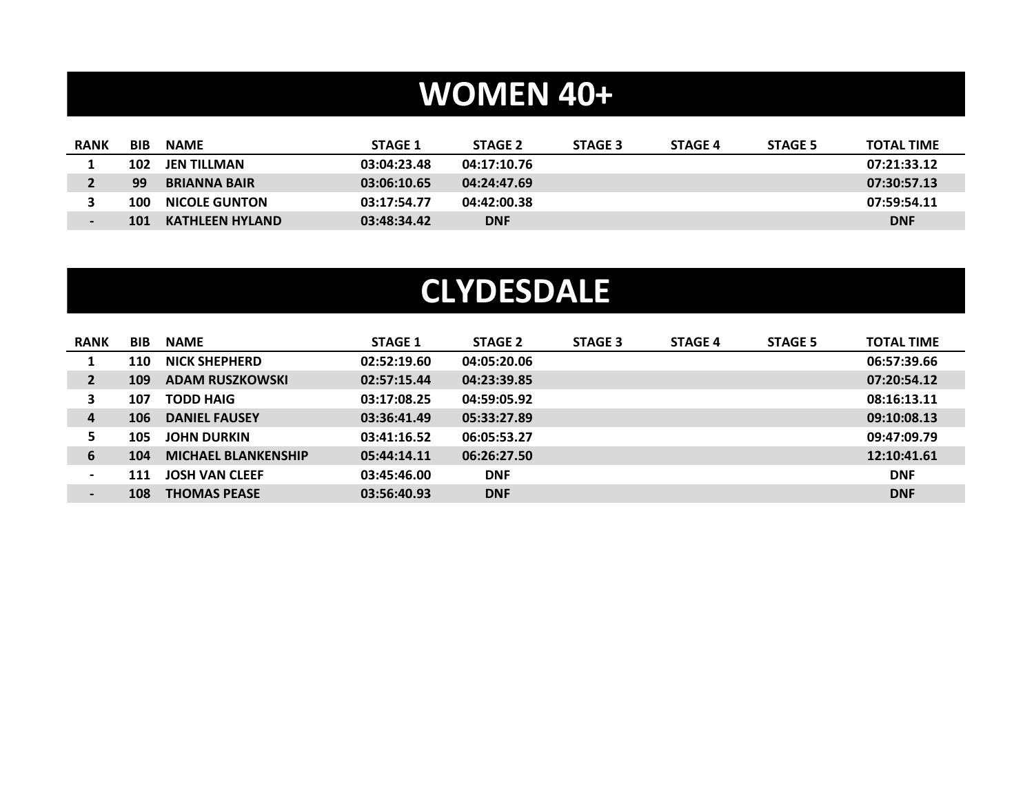# WOMEN 40+

| RANK | BIB | NAME | STAGE 1 | STAGE 2 | STAGE 3 | STAGE 4 | STAGE 5 | TOTAL TIME |
|---|---|---|---|---|---|---|---|---|
| 1 | 102 | JEN TILLMAN | 03:04:23.48 | 04:17:10.76 | | | | 07:21:33.12 |
| 2 | 99 | BRIANNA BAIR | 03:06:10.65 | 04:24:47.69 | | | | 07:30:57.13 |
| 3 | 100 | NICOLE GUNTON | 03:17:54.77 | 04:42:00.38 | | | | 07:59:54.11 |
| - | 101 | KATHLEEN HYLAND | 03:48:34.42 | DNF | | | | DNF |

# CLYDESDALE

| RANK | BIB | NAME | STAGE 1 | STAGE 2 | STAGE 3 | STAGE 4 | STAGE 5 | TOTAL TIME |
|---|---|---|---|---|---|---|---|---|
| 1 | 110 | NICK SHEPHERD | 02:52:19.60 | 04:05:20.06 | | | | 06:57:39.66 |
| 2 | 109 | ADAM RUSZKOWSKI | 02:57:15.44 | 04:23:39.85 | | | | 07:20:54.12 |
| 3 | 107 | TODD HAIG | 03:17:08.25 | 04:59:05.92 | | | | 08:16:13.11 |
| 4 | 106 | DANIEL FAUSEY | 03:36:41.49 | 05:33:27.89 | | | | 09:10:08.13 |
| 5 | 105 | JOHN DURKIN | 03:41:16.52 | 06:05:53.27 | | | | 09:47:09.79 |
| 6 | 104 | MICHAEL BLANKENSHIP | 05:44:14.11 | 06:26:27.50 | | | | 12:10:41.61 |
| - | 111 | JOSH VAN CLEEF | 03:45:46.00 | DNF | | | | DNF |
| - | 108 | THOMAS PEASE | 03:56:40.93 | DNF | | | | DNF |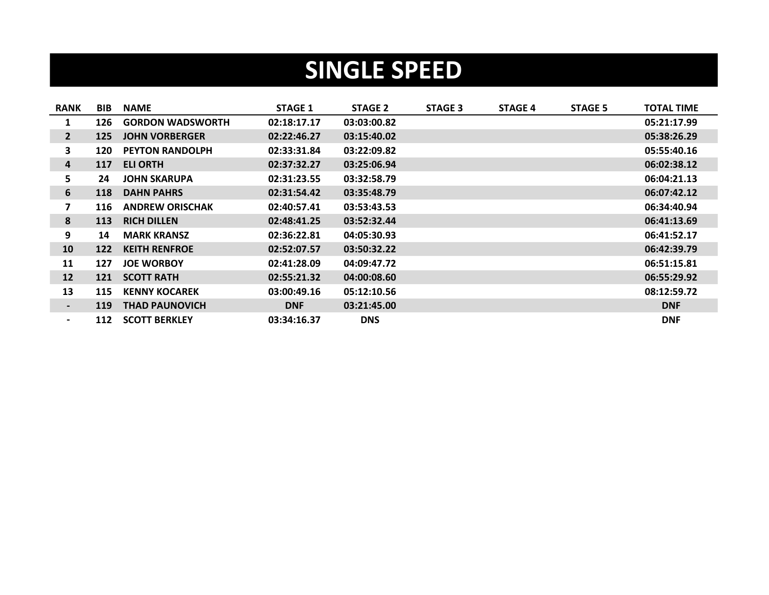# SINGLE SPEED

| RANK | BIB | NAME | STAGE 1 | STAGE 2 | STAGE 3 | STAGE 4 | STAGE 5 | TOTAL TIME |
|---|---|---|---|---|---|---|---|---|
| 1 | 126 | GORDON WADSWORTH | 02:18:17.17 | 03:03:00.82 | | | | 05:21:17.99 |
| 2 | 125 | JOHN VORBERGER | 02:22:46.27 | 03:15:40.02 | | | | 05:38:26.29 |
| 3 | 120 | PEYTON RANDOLPH | 02:33:31.84 | 03:22:09.82 | | | | 05:55:40.16 |
| 4 | 117 | ELI ORTH | 02:37:32.27 | 03:25:06.94 | | | | 06:02:38.12 |
| 5 | 24 | JOHN SKARUPA | 02:31:23.55 | 03:32:58.79 | | | | 06:04:21.13 |
| 6 | 118 | DAHN PAHRS | 02:31:54.42 | 03:35:48.79 | | | | 06:07:42.12 |
| 7 | 116 | ANDREW ORISCHAK | 02:40:57.41 | 03:53:43.53 | | | | 06:34:40.94 |
| 8 | 113 | RICH DILLEN | 02:48:41.25 | 03:52:32.44 | | | | 06:41:13.69 |
| 9 | 14 | MARK KRANSZ | 02:36:22.81 | 04:05:30.93 | | | | 06:41:52.17 |
| 10 | 122 | KEITH RENFROE | 02:52:07.57 | 03:50:32.22 | | | | 06:42:39.79 |
| 11 | 127 | JOE WORBOY | 02:41:28.09 | 04:09:47.72 | | | | 06:51:15.81 |
| 12 | 121 | SCOTT RATH | 02:55:21.32 | 04:00:08.60 | | | | 06:55:29.92 |
| 13 | 115 | KENNY KOCAREK | 03:00:49.16 | 05:12:10.56 | | | | 08:12:59.72 |
| - | 119 | THAD PAUNOVICH | DNF | 03:21:45.00 | | | | DNF |
| - | 112 | SCOTT BERKLEY | 03:34:16.37 | DNS | | | | DNF |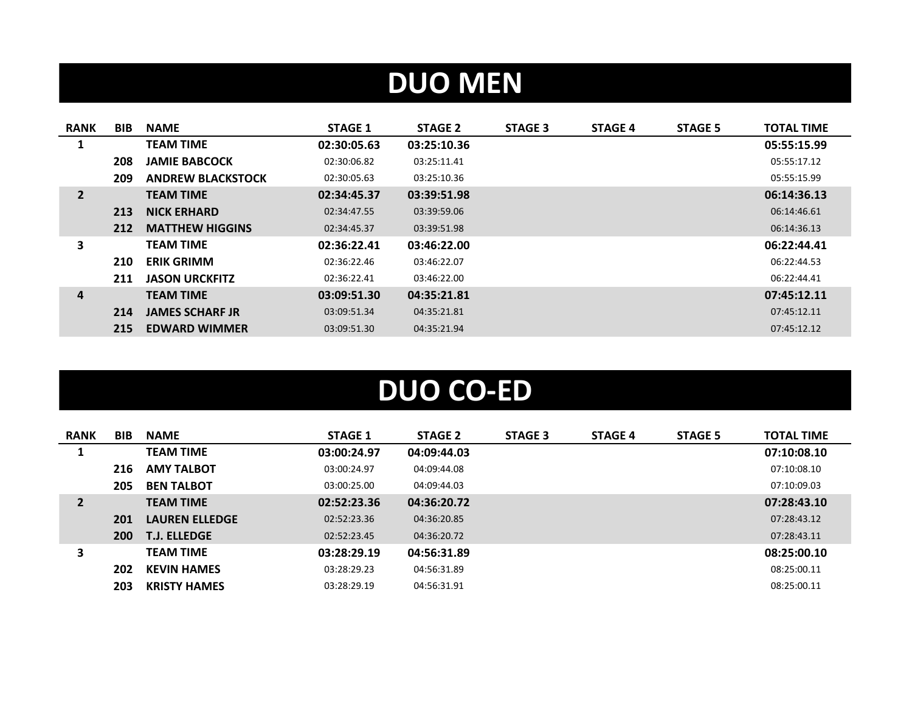# DUO MEN

| RANK | BIB | NAME | STAGE 1 | STAGE 2 | STAGE 3 | STAGE 4 | STAGE 5 | TOTAL TIME |
|---|---|---|---|---|---|---|---|---|
| **1** | | **TEAM TIME** | **02:30:05.63** | **03:25:10.36** | | | | **05:55:15.99** |
| | **208** | **JAMIE BABCOCK** | 02:30:06.82 | 03:25:11.41 | | | | 05:55:17.12 |
| | **209** | **ANDREW BLACKSTOCK** | 02:30:05.63 | 03:25:10.36 | | | | 05:55:15.99 |
| **2** | | **TEAM TIME** | **02:34:45.37** | **03:39:51.98** | | | | **06:14:36.13** |
| | **213** | **NICK ERHARD** | 02:34:47.55 | 03:39:59.06 | | | | 06:14:46.61 |
| | **212** | **MATTHEW HIGGINS** | 02:34:45.37 | 03:39:51.98 | | | | 06:14:36.13 |
| **3** | | **TEAM TIME** | **02:36:22.41** | **03:46:22.00** | | | | **06:22:44.41** |
| | **210** | **ERIK GRIMM** | 02:36:22.46 | 03:46:22.07 | | | | 06:22:44.53 |
| | **211** | **JASON URCKFITZ** | 02:36:22.41 | 03:46:22.00 | | | | 06:22:44.41 |
| **4** | | **TEAM TIME** | **03:09:51.30** | **04:35:21.81** | | | | **07:45:12.11** |
| | **214** | **JAMES SCHARF JR** | 03:09:51.34 | 04:35:21.81 | | | | 07:45:12.11 |
| | **215** | **EDWARD WIMMER** | 03:09:51.30 | 04:35:21.94 | | | | 07:45:12.12 |

# DUO CO-ED

| RANK | BIB | NAME | STAGE 1 | STAGE 2 | STAGE 3 | STAGE 4 | STAGE 5 | TOTAL TIME |
|---|---|---|---|---|---|---|---|---|
| **1** | | **TEAM TIME** | **03:00:24.97** | **04:09:44.03** | | | | **07:10:08.10** |
| | **216** | **AMY TALBOT** | 03:00:24.97 | 04:09:44.08 | | | | 07:10:08.10 |
| | **205** | **BEN TALBOT** | 03:00:25.00 | 04:09:44.03 | | | | 07:10:09.03 |
| **2** | | **TEAM TIME** | **02:52:23.36** | **04:36:20.72** | | | | **07:28:43.10** |
| | **201** | **LAUREN ELLEDGE** | 02:52:23.36 | 04:36:20.85 | | | | 07:28:43.12 |
| | **200** | **T.J. ELLEDGE** | 02:52:23.45 | 04:36:20.72 | | | | 07:28:43.11 |
| **3** | | **TEAM TIME** | **03:28:29.19** | **04:56:31.89** | | | | **08:25:00.10** |
| | **202** | **KEVIN HAMES** | 03:28:29.23 | 04:56:31.89 | | | | 08:25:00.11 |
| | **203** | **KRISTY HAMES** | 03:28:29.19 | 04:56:31.91 | | | | 08:25:00.11 |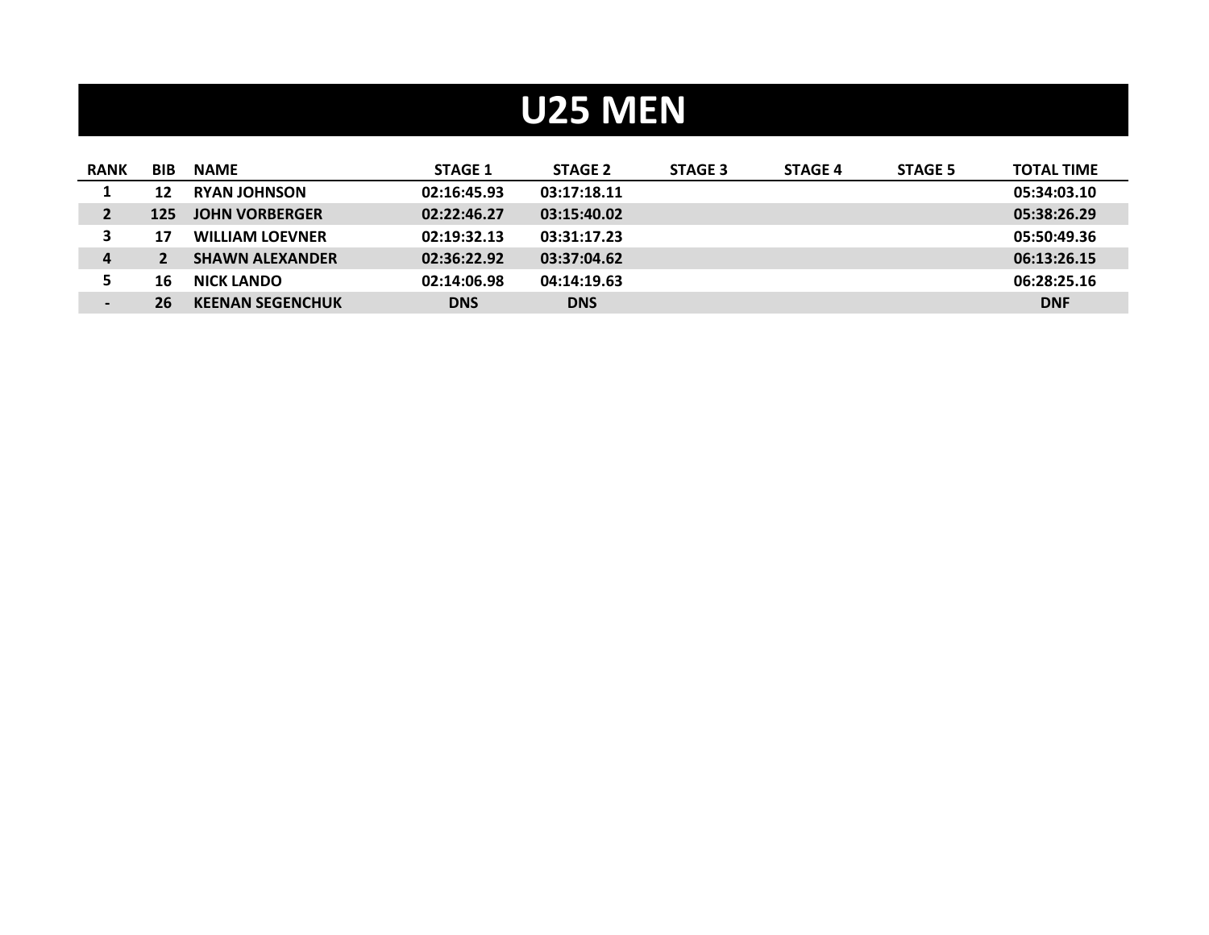# U25 MEN

| RANK | BIB | NAME | STAGE 1 | STAGE 2 | STAGE 3 | STAGE 4 | STAGE 5 | TOTAL TIME |
|---|---|---|---|---|---|---|---|---|
| 1 | 12 | RYAN JOHNSON | 02:16:45.93 | 03:17:18.11 | | | | 05:34:03.10 |
| 2 | 125 | JOHN VORBERGER | 02:22:46.27 | 03:15:40.02 | | | | 05:38:26.29 |
| 3 | 17 | WILLIAM LOEVNER | 02:19:32.13 | 03:31:17.23 | | | | 05:50:49.36 |
| 4 | 2 | SHAWN ALEXANDER | 02:36:22.92 | 03:37:04.62 | | | | 06:13:26.15 |
| 5 | 16 | NICK LANDO | 02:14:06.98 | 04:14:19.63 | | | | 06:28:25.16 |
| - | 26 | KEENAN SEGENCHUK | DNS | DNS | | | | DNF |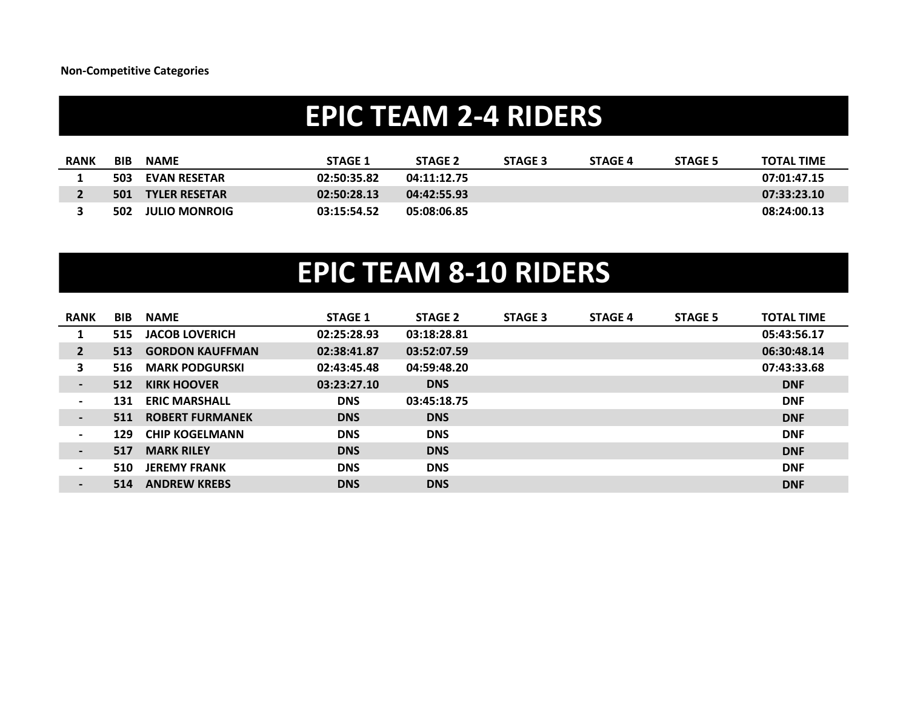**Non-Competitive Categories**

# EPIC TEAM 2-4 RIDERS

| RANK | BIB | NAME | STAGE 1 | STAGE 2 | STAGE 3 | STAGE 4 | STAGE 5 | TOTAL TIME |
|---|---|---|---|---|---|---|---|---|
| 1 | 503 | EVAN RESETAR | 02:50:35.82 | 04:11:12.75 | | | | 07:01:47.15 |
| 2 | 501 | TYLER RESETAR | 02:50:28.13 | 04:42:55.93 | | | | 07:33:23.10 |
| 3 | 502 | JULIO MONROIG | 03:15:54.52 | 05:08:06.85 | | | | 08:24:00.13 |

# EPIC TEAM 8-10 RIDERS

| RANK | BIB | NAME | STAGE 1 | STAGE 2 | STAGE 3 | STAGE 4 | STAGE 5 | TOTAL TIME |
|---|---|---|---|---|---|---|---|---|
| 1 | 515 | JACOB LOVERICH | 02:25:28.93 | 03:18:28.81 | | | | 05:43:56.17 |
| 2 | 513 | GORDON KAUFFMAN | 02:38:41.87 | 03:52:07.59 | | | | 06:30:48.14 |
| 3 | 516 | MARK PODGURSKI | 02:43:45.48 | 04:59:48.20 | | | | 07:43:33.68 |
| - | 512 | KIRK HOOVER | 03:23:27.10 | DNS | | | | DNF |
| - | 131 | ERIC MARSHALL | DNS | 03:45:18.75 | | | | DNF |
| - | 511 | ROBERT FURMANEK | DNS | DNS | | | | DNF |
| - | 129 | CHIP KOGELMANN | DNS | DNS | | | | DNF |
| - | 517 | MARK RILEY | DNS | DNS | | | | DNF |
| - | 510 | JEREMY FRANK | DNS | DNS | | | | DNF |
| - | 514 | ANDREW KREBS | DNS | DNS | | | | DNF |